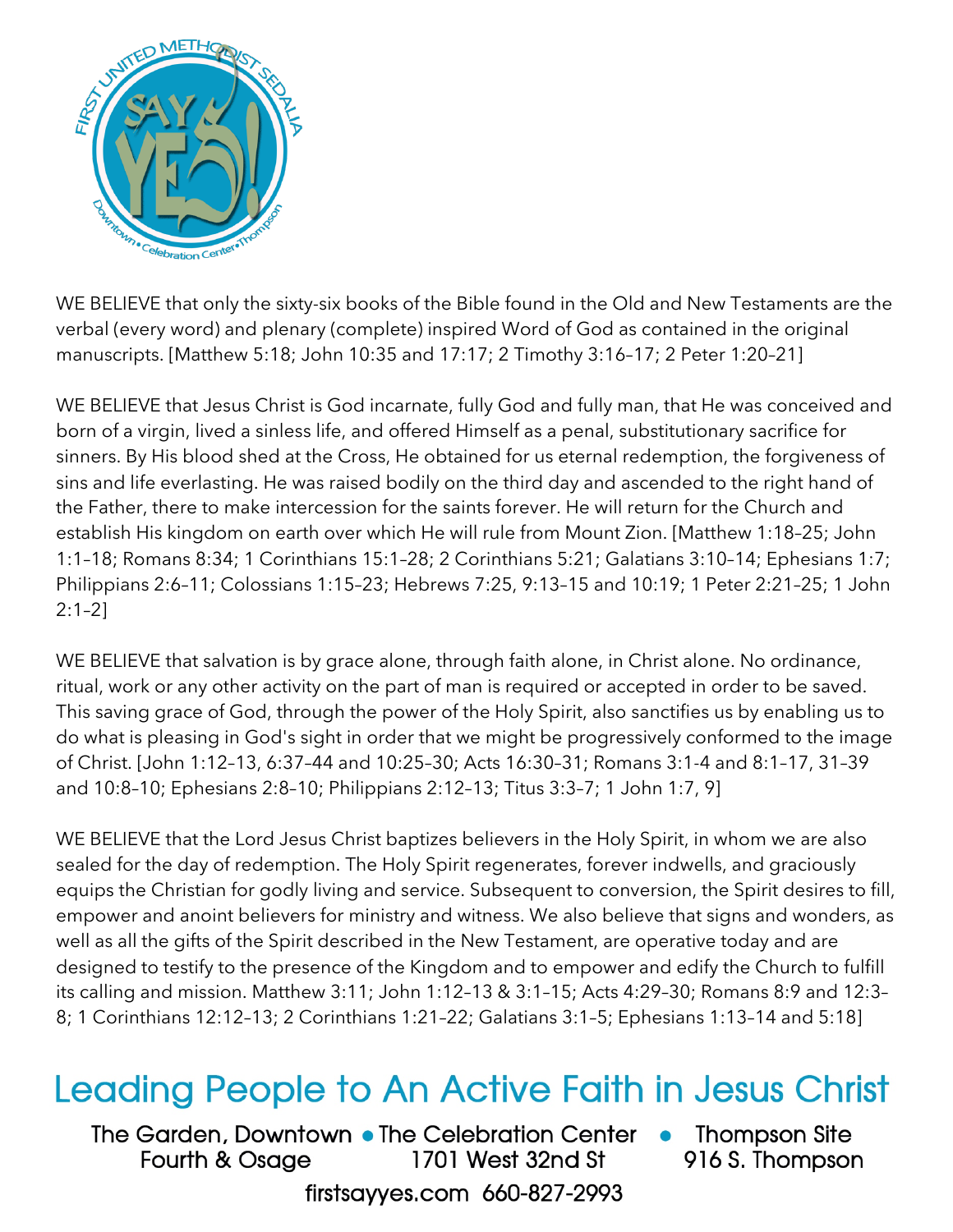WE BELIEVE that only the sixty-six books of the Bible found in the Old and New Testaments are the verbal (every word) and plenary (complete) inspired Word of God as contained in the original manuscripts. [Matthew 5:18; John 10:35 and 17:17; 2 Timothy 3:16–17; 2 Peter 1:20–21]

WE BELIEVE that Jesus Christ is God incarnate, fully God and fully man, that He was conceived and born of a virgin, lived a sinless life, and offered Himself as a penal, substitutionary sacrifice for sinners. By His blood shed at the Cross, He obtained for us eternal redemption, the forgiveness of sins and life everlasting. He was raised bodily on the third day and ascended to the right hand of the Father, there to make intercession for the saints forever. He will return for the Church and establish His kingdom on earth over which He will rule from Mount Zion. [Matthew 1:18–25; John 1:1–18; Romans 8:34; 1 Corinthians 15:1–28; 2 Corinthians 5:21; Galatians 3:10–14; Ephesians 1:7; Philippians 2:6–11; Colossians 1:15–23; Hebrews 7:25, 9:13–15 and 10:19; 1 Peter 2:21–25; 1 John 2:1–2]

WE BELIEVE that salvation is by grace alone, through faith alone, in Christ alone. No ordinance, ritual, work or any other activity on the part of man is required or accepted in order to be saved. This saving grace of God, through the power of the Holy Spirit, also sanctifies us by enabling us to do what is pleasing in God's sight in order that we might be progressively conformed to the image of Christ. [John 1:12–13, 6:37–44 and 10:25–30; Acts 16:30–31; Romans 3:1-4 and 8:1–17, 31–39 and 10:8–10; Ephesians 2:8–10; Philippians 2:12–13; Titus 3:3–7; 1 John 1:7, 9]

WE BELIEVE that the Lord Jesus Christ baptizes believers in the Holy Spirit, in whom we are also sealed for the day of redemption. The Holy Spirit regenerates, forever indwells, and graciously equips the Christian for godly living and service. Subsequent to conversion, the Spirit desires to fill, empower and anoint believers for ministry and witness. We also believe that signs and wonders, as well as all the gifts of the Spirit described in the New Testament, are operative today and are designed to testify to the presence of the Kingdom and to empower and edify the Church to fulfill its calling and mission. Matthew 3:11; John 1:12–13 & 3:1–15; Acts 4:29–30; Romans 8:9 and 12:3–8; 1 Corinthians 12:12–13; 2 Corinthians 1:21–22; Galatians 3:1–5; Ephesians 1:13–14 and 5:18]

## Leading People to An Active Faith in Jesus Christ

The Garden, Downtown • The Celebration Center • Thompson Site
Fourth & Osage — 1701 West 32nd St — 916 S. Thompson

firstsayyes.com 660-827-2993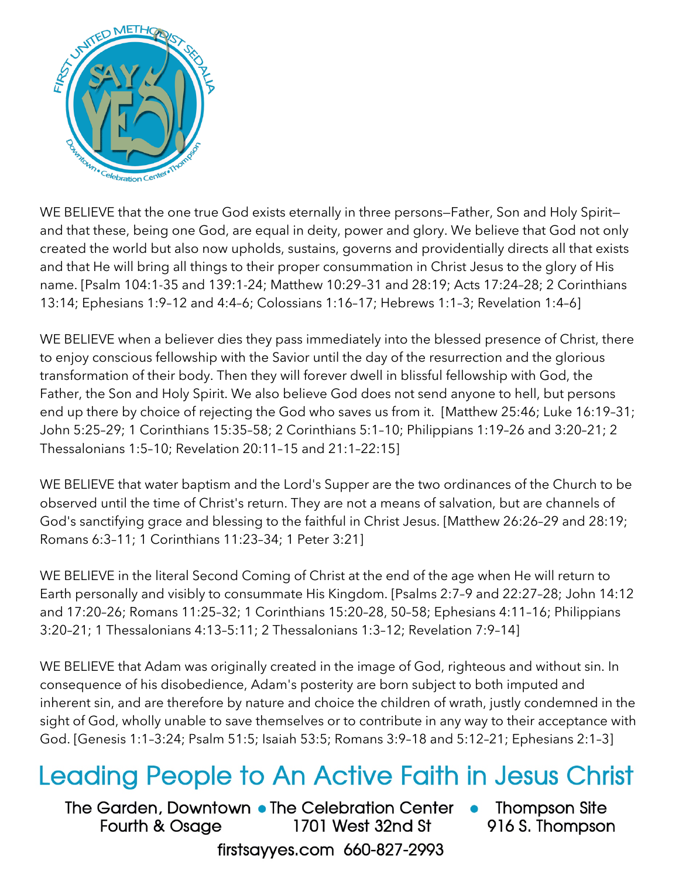WE BELIEVE that the one true God exists eternally in three persons—Father, Son and Holy Spirit—and that these, being one God, are equal in deity, power and glory. We believe that God not only created the world but also now upholds, sustains, governs and providentially directs all that exists and that He will bring all things to their proper consummation in Christ Jesus to the glory of His name. [Psalm 104:1-35 and 139:1-24; Matthew 10:29–31 and 28:19; Acts 17:24–28; 2 Corinthians 13:14; Ephesians 1:9–12 and 4:4–6; Colossians 1:16–17; Hebrews 1:1–3; Revelation 1:4–6]

WE BELIEVE when a believer dies they pass immediately into the blessed presence of Christ, there to enjoy conscious fellowship with the Savior until the day of the resurrection and the glorious transformation of their body. Then they will forever dwell in blissful fellowship with God, the Father, the Son and Holy Spirit. We also believe God does not send anyone to hell, but persons end up there by choice of rejecting the God who saves us from it. [Matthew 25:46; Luke 16:19–31; John 5:25–29; 1 Corinthians 15:35–58; 2 Corinthians 5:1–10; Philippians 1:19–26 and 3:20–21; 2 Thessalonians 1:5–10; Revelation 20:11–15 and 21:1–22:15]

WE BELIEVE that water baptism and the Lord's Supper are the two ordinances of the Church to be observed until the time of Christ's return. They are not a means of salvation, but are channels of God's sanctifying grace and blessing to the faithful in Christ Jesus. [Matthew 26:26–29 and 28:19; Romans 6:3–11; 1 Corinthians 11:23–34; 1 Peter 3:21]

WE BELIEVE in the literal Second Coming of Christ at the end of the age when He will return to Earth personally and visibly to consummate His Kingdom. [Psalms 2:7–9 and 22:27–28; John 14:12 and 17:20–26; Romans 11:25–32; 1 Corinthians 15:20–28, 50–58; Ephesians 4:11–16; Philippians 3:20–21; 1 Thessalonians 4:13–5:11; 2 Thessalonians 1:3–12; Revelation 7:9–14]

WE BELIEVE that Adam was originally created in the image of God, righteous and without sin. In consequence of his disobedience, Adam's posterity are born subject to both imputed and inherent sin, and are therefore by nature and choice the children of wrath, justly condemned in the sight of God, wholly unable to save themselves or to contribute in any way to their acceptance with God. [Genesis 1:1–3:24; Psalm 51:5; Isaiah 53:5; Romans 3:9–18 and 5:12–21; Ephesians 2:1–3]

## Leading People to An Active Faith in Jesus Christ

The Garden, Downtown • The Celebration Center • Thompson Site
Fourth & Osage — 1701 West 32nd St — 916 S. Thompson

firstsayyes.com 660-827-2993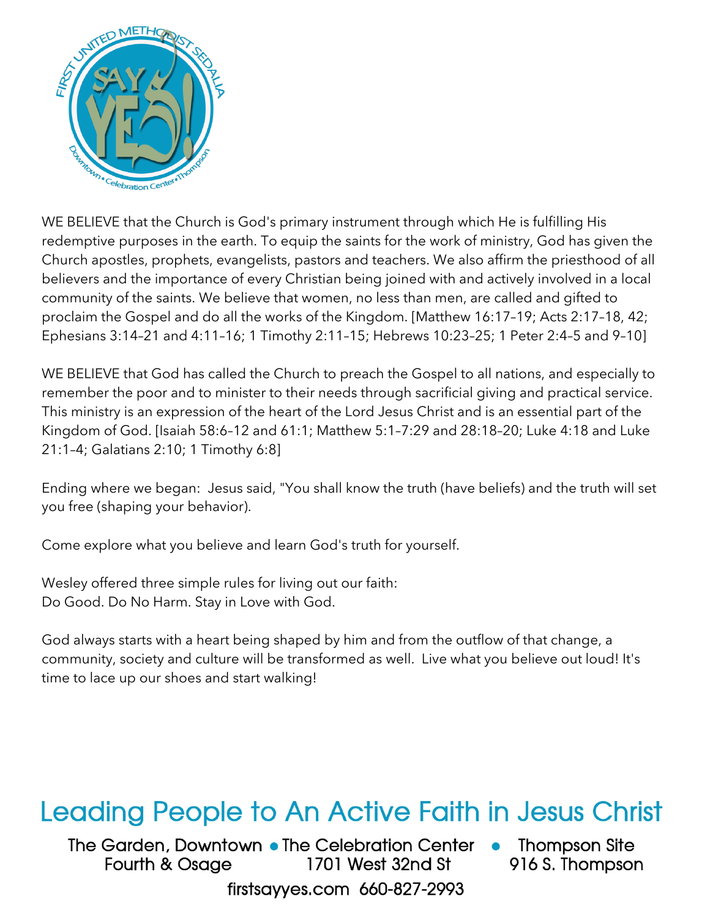WE BELIEVE that the Church is God's primary instrument through which He is fulfilling His redemptive purposes in the earth. To equip the saints for the work of ministry, God has given the Church apostles, prophets, evangelists, pastors and teachers. We also affirm the priesthood of all believers and the importance of every Christian being joined with and actively involved in a local community of the saints. We believe that women, no less than men, are called and gifted to proclaim the Gospel and do all the works of the Kingdom. [Matthew 16:17–19; Acts 2:17–18, 42; Ephesians 3:14–21 and 4:11–16; 1 Timothy 2:11–15; Hebrews 10:23–25; 1 Peter 2:4–5 and 9–10]

WE BELIEVE that God has called the Church to preach the Gospel to all nations, and especially to remember the poor and to minister to their needs through sacrificial giving and practical service. This ministry is an expression of the heart of the Lord Jesus Christ and is an essential part of the Kingdom of God. [Isaiah 58:6–12 and 61:1; Matthew 5:1–7:29 and 28:18–20; Luke 4:18 and Luke 21:1–4; Galatians 2:10; 1 Timothy 6:8]

Ending where we began: Jesus said, "You shall know the truth (have beliefs) and the truth will set you free (shaping your behavior).

Come explore what you believe and learn God's truth for yourself.

Wesley offered three simple rules for living out our faith:
Do Good. Do No Harm. Stay in Love with God.

God always starts with a heart being shaped by him and from the outflow of that change, a community, society and culture will be transformed as well. Live what you believe out loud! It's time to lace up our shoes and start walking!

## Leading People to An Active Faith in Jesus Christ

The Garden, Downtown • The Celebration Center • Thompson Site
Fourth & Osage — 1701 West 32nd St — 916 S. Thompson

firstsayyes.com 660-827-2993